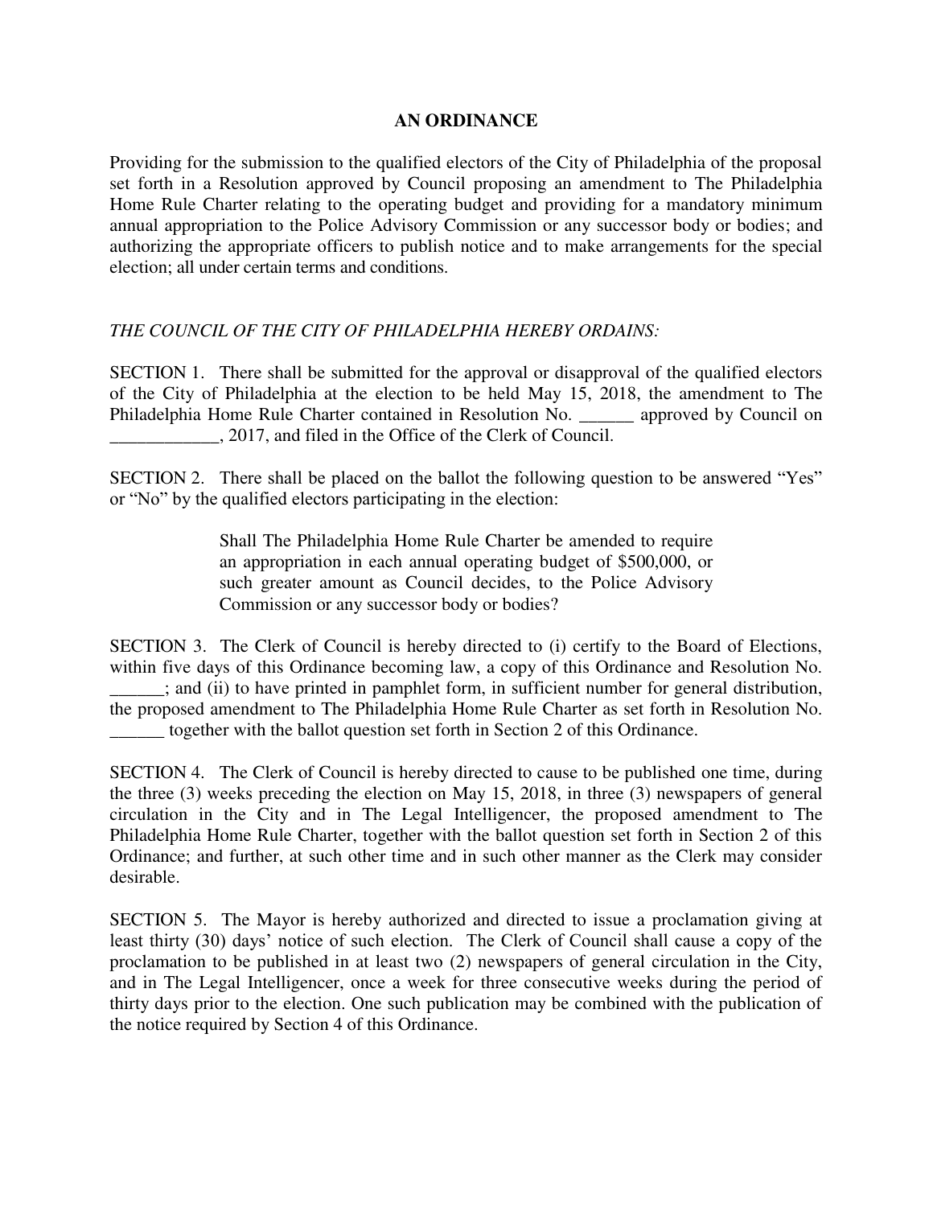# AN ORDINANCE

Providing for the submission to the qualified electors of the City of Philadelphia of the proposal set forth in a Resolution approved by Council proposing an amendment to The Philadelphia Home Rule Charter relating to the operating budget and providing for a mandatory minimum annual appropriation to the Police Advisory Commission or any successor body or bodies; and authorizing the appropriate officers to publish notice and to make arrangements for the special election; all under certain terms and conditions.

*THE COUNCIL OF THE CITY OF PHILADELPHIA HEREBY ORDAINS:*

SECTION 1. There shall be submitted for the approval or disapproval of the qualified electors of the City of Philadelphia at the election to be held May 15, 2018, the amendment to The Philadelphia Home Rule Charter contained in Resolution No. ______ approved by Council on ____________, 2017, and filed in the Office of the Clerk of Council.

SECTION 2. There shall be placed on the ballot the following question to be answered "Yes" or "No" by the qualified electors participating in the election:

> Shall The Philadelphia Home Rule Charter be amended to require an appropriation in each annual operating budget of $500,000, or such greater amount as Council decides, to the Police Advisory Commission or any successor body or bodies?

SECTION 3. The Clerk of Council is hereby directed to (i) certify to the Board of Elections, within five days of this Ordinance becoming law, a copy of this Ordinance and Resolution No. ______; and (ii) to have printed in pamphlet form, in sufficient number for general distribution, the proposed amendment to The Philadelphia Home Rule Charter as set forth in Resolution No. ______ together with the ballot question set forth in Section 2 of this Ordinance.

SECTION 4. The Clerk of Council is hereby directed to cause to be published one time, during the three (3) weeks preceding the election on May 15, 2018, in three (3) newspapers of general circulation in the City and in The Legal Intelligencer, the proposed amendment to The Philadelphia Home Rule Charter, together with the ballot question set forth in Section 2 of this Ordinance; and further, at such other time and in such other manner as the Clerk may consider desirable.

SECTION 5. The Mayor is hereby authorized and directed to issue a proclamation giving at least thirty (30) days' notice of such election. The Clerk of Council shall cause a copy of the proclamation to be published in at least two (2) newspapers of general circulation in the City, and in The Legal Intelligencer, once a week for three consecutive weeks during the period of thirty days prior to the election. One such publication may be combined with the publication of the notice required by Section 4 of this Ordinance.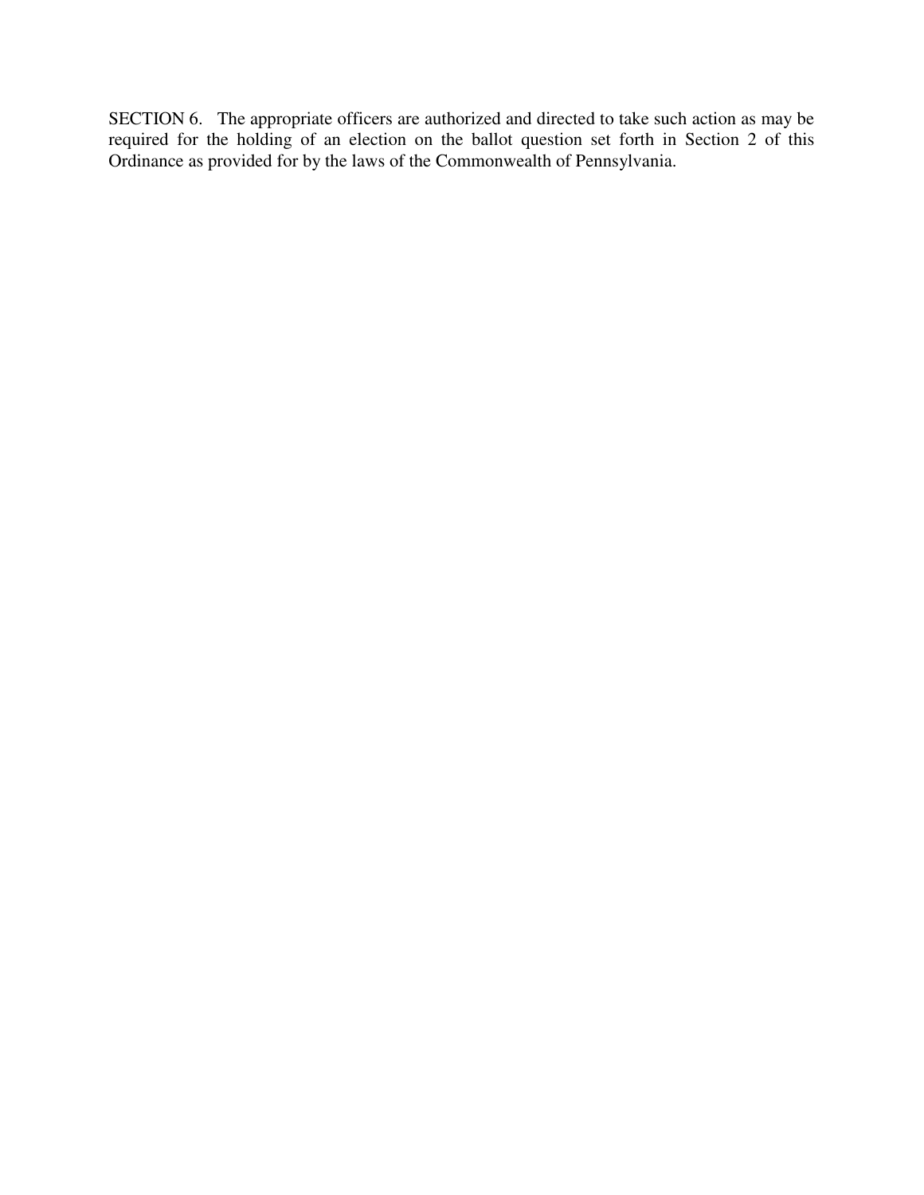SECTION 6. The appropriate officers are authorized and directed to take such action as may be required for the holding of an election on the ballot question set forth in Section 2 of this Ordinance as provided for by the laws of the Commonwealth of Pennsylvania.